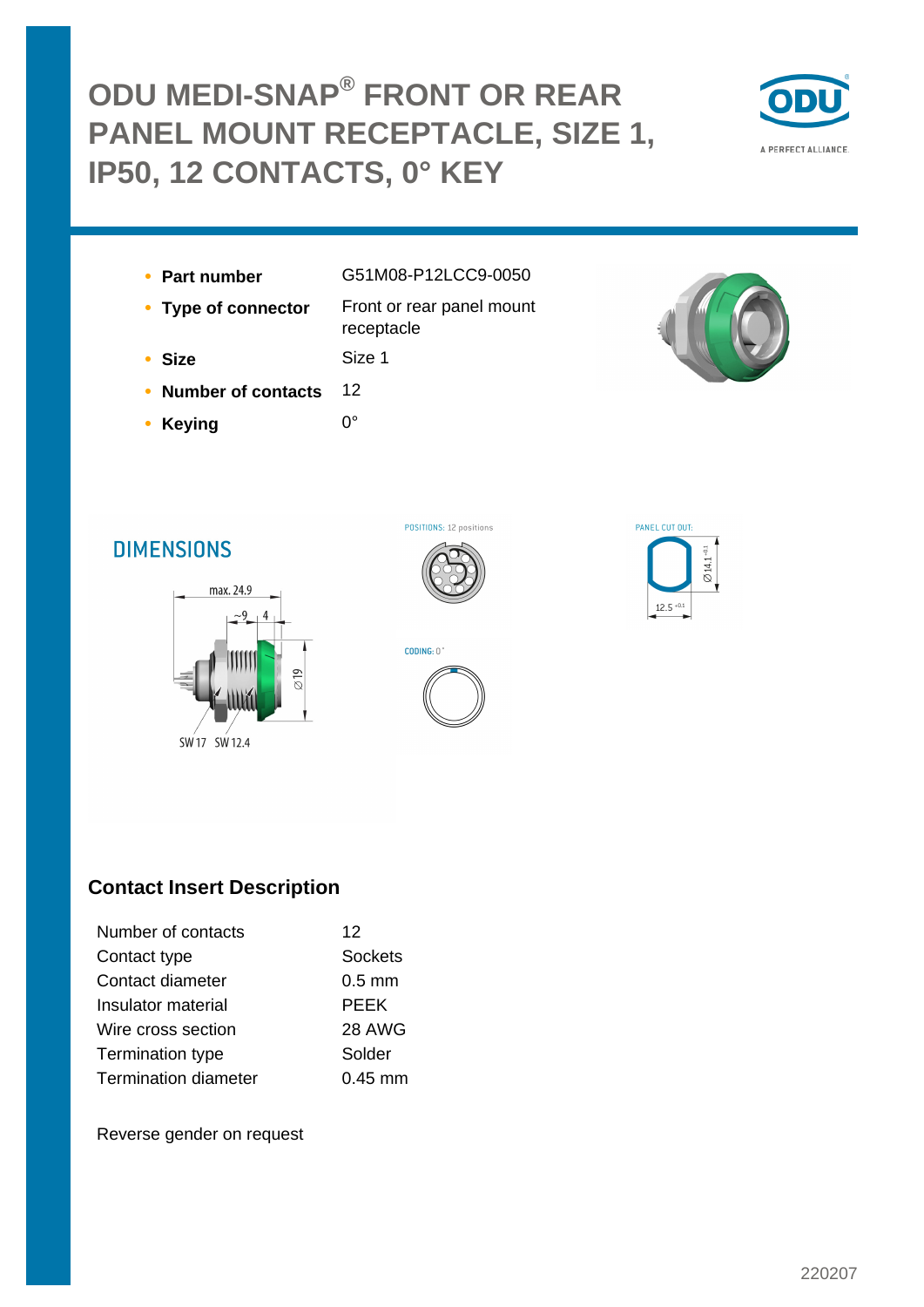# ODU MEDI-SNAP® FRONT OR REAR PANEL MOUNT RECEPTACLE, SIZE 1, IP50, 12 CONTACTS, 0° KEY

- **Part number** G51M08-P12LCC9-0050
- **Type of connector** Front or rear panel mount receptacle
- **Size** Size 1
- **Number of contacts** 12
- **Keying** 0°

## DIMENSIONS

max. 24.9

~9 4

Ø 19

SW 17 SW 12.4

POSITIONS: 12 positions

CODING: 0°

PANEL CUT OUT:

Ø 14.1 $^{+0.1}$

12.5 $^{+0.1}$

## Contact Insert Description

| | |
|---|---|
| Number of contacts | 12 |
| Contact type | Sockets |
| Contact diameter | 0.5 mm |
| Insulator material | PEEK |
| Wire cross section | 28 AWG |
| Termination type | Solder |
| Termination diameter | 0.45 mm |

Reverse gender on request

220207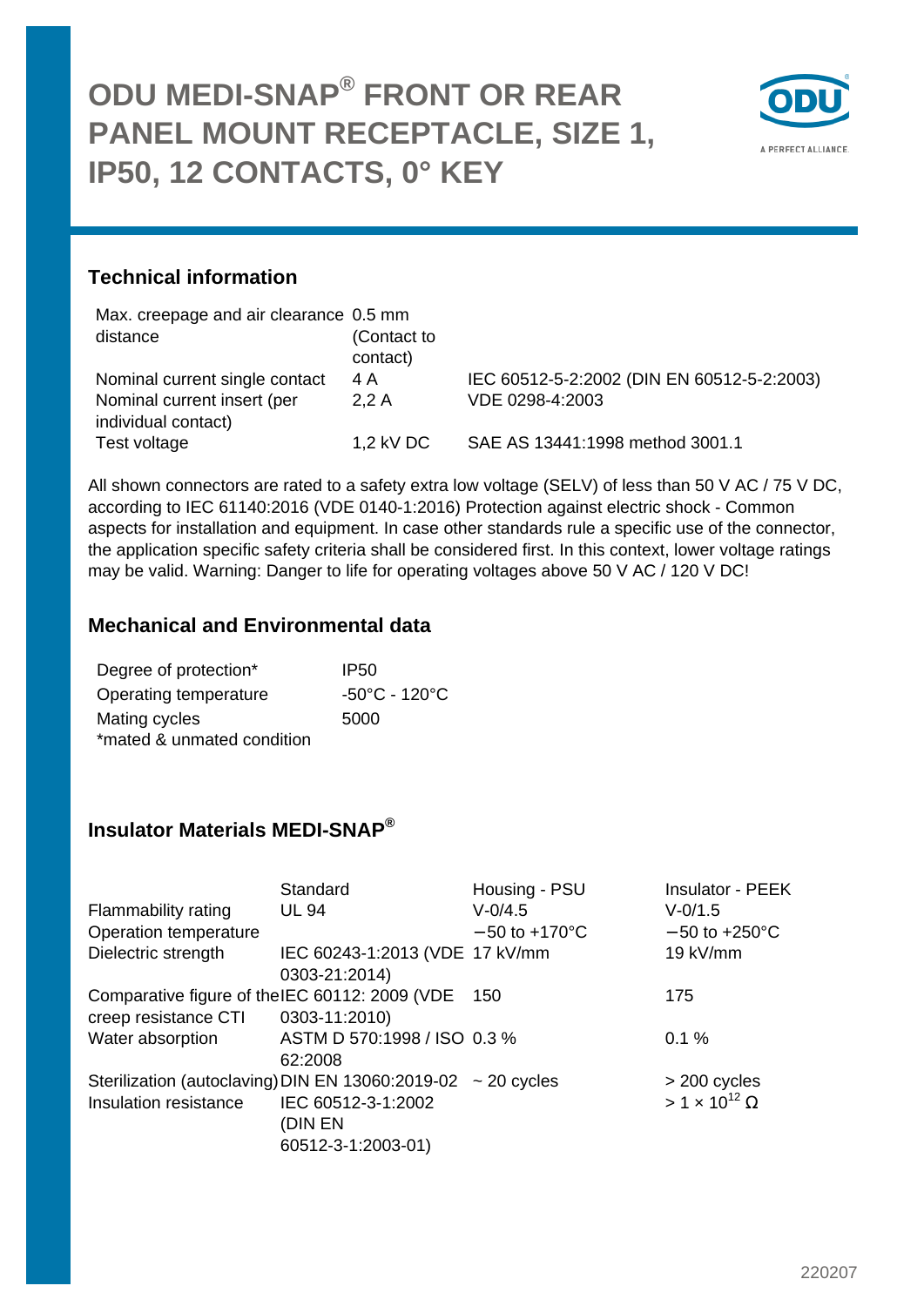# ODU MEDI-SNAP® FRONT OR REAR PANEL MOUNT RECEPTACLE, SIZE 1, IP50, 12 CONTACTS, 0° KEY

## Technical information

| | | |
|---|---|---|
| Max. creepage and air clearance distance | 0.5 mm (Contact to contact) | |
| Nominal current single contact | 4 A | IEC 60512-5-2:2002 (DIN EN 60512-5-2:2003) |
| Nominal current insert (per individual contact) | 2,2 A | VDE 0298-4:2003 |
| Test voltage | 1,2 kV DC | SAE AS 13441:1998 method 3001.1 |

All shown connectors are rated to a safety extra low voltage (SELV) of less than 50 V AC / 75 V DC, according to IEC 61140:2016 (VDE 0140-1:2016) Protection against electric shock - Common aspects for installation and equipment. In case other standards rule a specific use of the connector, the application specific safety criteria shall be considered first. In this context, lower voltage ratings may be valid. Warning: Danger to life for operating voltages above 50 V AC / 120 V DC!

## Mechanical and Environmental data

| | |
|---|---|
| Degree of protection* | IP50 |
| Operating temperature | -50°C - 120°C |
| Mating cycles | 5000 |

*mated & unmated condition

## Insulator Materials MEDI-SNAP®

| | Standard | Housing - PSU | Insulator - PEEK |
|---|---|---|---|
| Flammability rating | UL 94 | V-0/4.5 | V-0/1.5 |
| Operation temperature | | −50 to +170°C | −50 to +250°C |
| Dielectric strength | IEC 60243-1:2013 (VDE 0303-21:2014) | 17 kV/mm | 19 kV/mm |
| Comparative figure of the creep resistance CTI | IEC 60112: 2009 (VDE 0303-11:2010) | 150 | 175 |
| Water absorption | ASTM D 570:1998 / ISO 62:2008 | 0.3 % | 0.1 % |
| Sterilization (autoclaving) | DIN EN 13060:2019-02 | ~ 20 cycles | > 200 cycles |
| Insulation resistance | IEC 60512-3-1:2002 (DIN EN 60512-3-1:2003-01) | | $> 1 \times 10^{12}$ Ω |

220207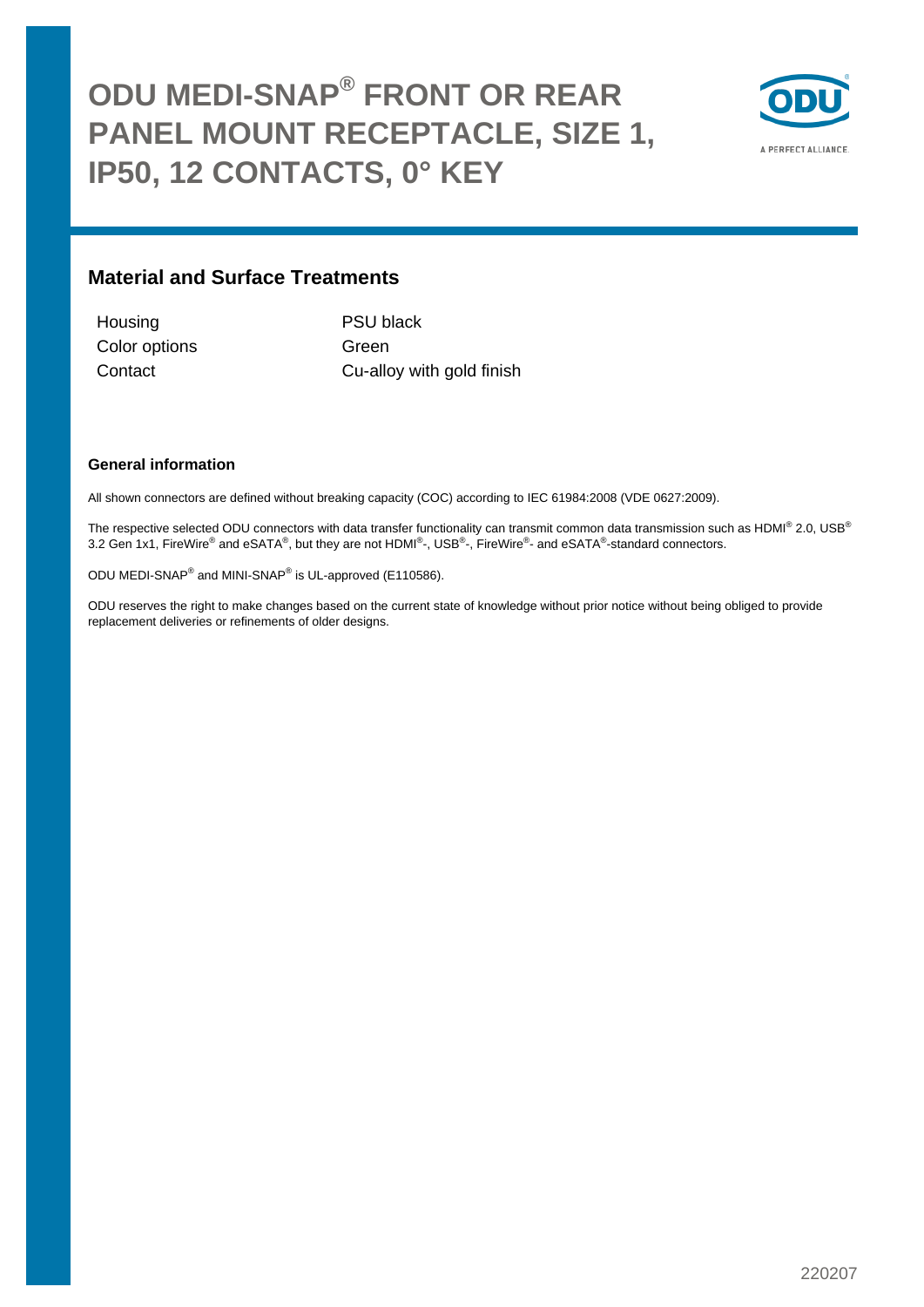# ODU MEDI-SNAP® FRONT OR REAR PANEL MOUNT RECEPTACLE, SIZE 1, IP50, 12 CONTACTS, 0° KEY

## Material and Surface Treatments

| | |
|---|---|
| Housing | PSU black |
| Color options | Green |
| Contact | Cu-alloy with gold finish |

### General information

All shown connectors are defined without breaking capacity (COC) according to IEC 61984:2008 (VDE 0627:2009).

The respective selected ODU connectors with data transfer functionality can transmit common data transmission such as HDMI® 2.0, USB® 3.2 Gen 1x1, FireWire® and eSATA®, but they are not HDMI®-, USB®-, FireWire®- and eSATA®-standard connectors.

ODU MEDI-SNAP® and MINI-SNAP® is UL-approved (E110586).

ODU reserves the right to make changes based on the current state of knowledge without prior notice without being obliged to provide replacement deliveries or refinements of older designs.

220207